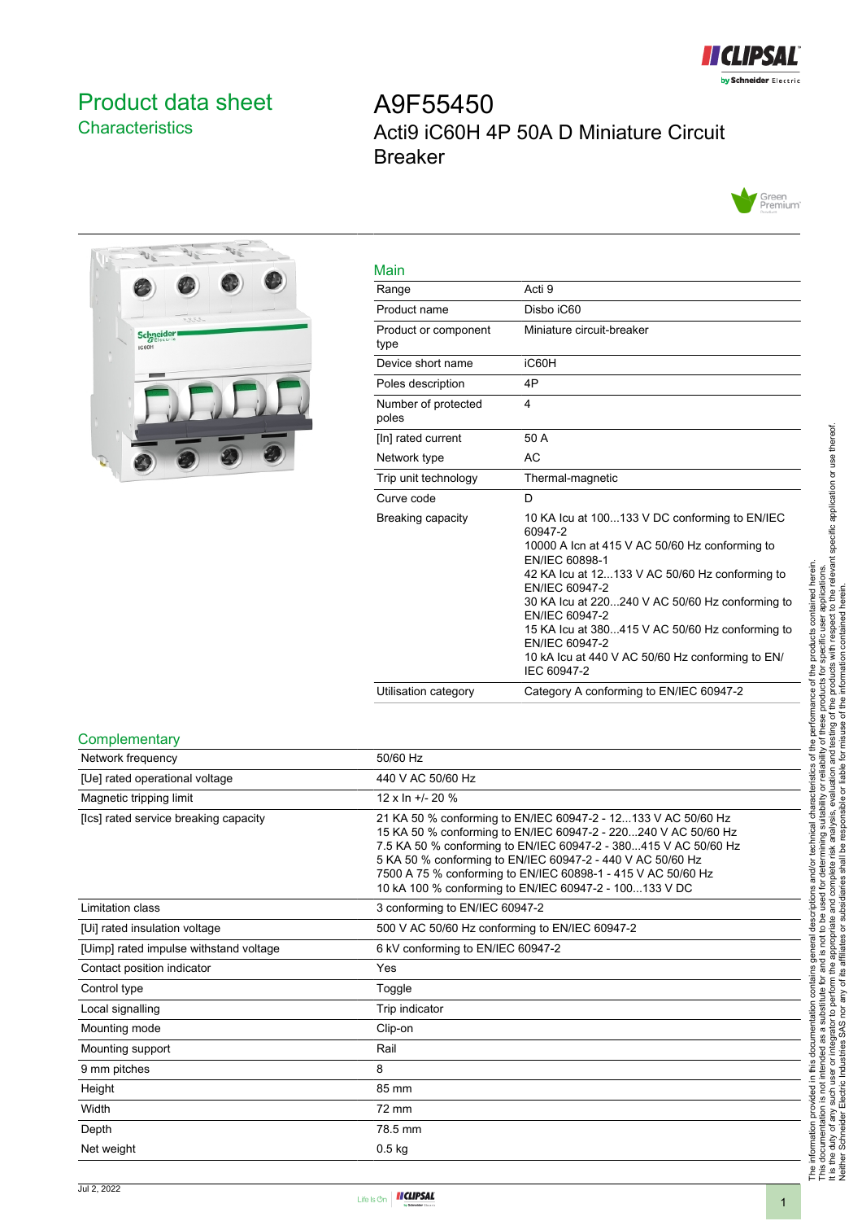# Product data sheet

## Characteristics

# A9F55450

## Acti9 iC60H 4P 50A D Miniature Circuit Breaker

### Main

| | |
|---|---|
| Range | Acti 9 |
| Product name | Disbo iC60 |
| Product or component type | Miniature circuit-breaker |
| Device short name | iC60H |
| Poles description | 4P |
| Number of protected poles | 4 |
| [In] rated current | 50 A |
| Network type | AC |
| Trip unit technology | Thermal-magnetic |
| Curve code | D |
| Breaking capacity | 10 KA Icu at 100...133 V DC conforming to EN/IEC 60947-2<br>10000 A Icn at 415 V AC 50/60 Hz conforming to EN/IEC 60898-1<br>42 KA Icu at 12...133 V AC 50/60 Hz conforming to EN/IEC 60947-2<br>30 KA Icu at 220...240 V AC 50/60 Hz conforming to EN/IEC 60947-2<br>15 KA Icu at 380...415 V AC 50/60 Hz conforming to EN/IEC 60947-2<br>10 kA Icu at 440 V AC 50/60 Hz conforming to EN/IEC 60947-2 |
| Utilisation category | Category A conforming to EN/IEC 60947-2 |

### Complementary

| | |
|---|---|
| Network frequency | 50/60 Hz |
| [Ue] rated operational voltage | 440 V AC 50/60 Hz |
| Magnetic tripping limit | 12 x In +/- 20 % |
| [Ics] rated service breaking capacity | 21 KA 50 % conforming to EN/IEC 60947-2 - 12...133 V AC 50/60 Hz<br>15 KA 50 % conforming to EN/IEC 60947-2 - 220...240 V AC 50/60 Hz<br>7.5 KA 50 % conforming to EN/IEC 60947-2 - 380...415 V AC 50/60 Hz<br>5 KA 50 % conforming to EN/IEC 60947-2 - 440 V AC 50/60 Hz<br>7500 A 75 % conforming to EN/IEC 60898-1 - 415 V AC 50/60 Hz<br>10 kA 100 % conforming to EN/IEC 60947-2 - 100...133 V DC |
| Limitation class | 3 conforming to EN/IEC 60947-2 |
| [Ui] rated insulation voltage | 500 V AC 50/60 Hz conforming to EN/IEC 60947-2 |
| [Uimp] rated impulse withstand voltage | 6 kV conforming to EN/IEC 60947-2 |
| Contact position indicator | Yes |
| Control type | Toggle |
| Local signalling | Trip indicator |
| Mounting mode | Clip-on |
| Mounting support | Rail |
| 9 mm pitches | 8 |
| Height | 85 mm |
| Width | 72 mm |
| Depth | 78.5 mm |
| Net weight | 0.5 kg |

The information provided in this documentation contains general descriptions and/or technical characteristics of the performance of the products contained herein. This documentation is not intended as a substitute for and is not to be used for determining suitability or reliability of these products for specific user applications. It is the duty of any such user or integrator to perform the appropriate and complete risk analysis, evaluation and testing of the products with respect to the relevant specific application or use thereof. Neither Schneider Electric Industries SAS nor any of its affiliates or subsidiaries shall be responsible or liable for misuse of the information contained herein.

Jul 2, 2022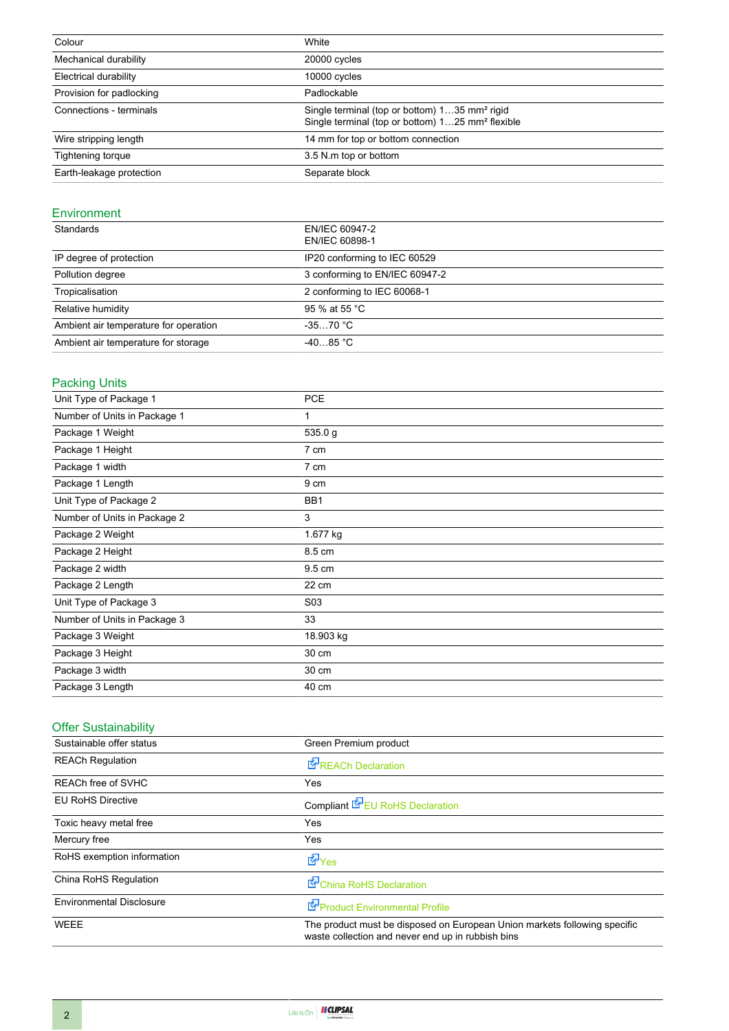| | |
|---|---|
| Colour | White |
| Mechanical durability | 20000 cycles |
| Electrical durability | 10000 cycles |
| Provision for padlocking | Padlockable |
| Connections - terminals | Single terminal (top or bottom) 1…35 mm² rigid<br>Single terminal (top or bottom) 1…25 mm² flexible |
| Wire stripping length | 14 mm for top or bottom connection |
| Tightening torque | 3.5 N.m top or bottom |
| Earth-leakage protection | Separate block |

## Environment

| | |
|---|---|
| Standards | EN/IEC 60947-2<br>EN/IEC 60898-1 |
| IP degree of protection | IP20 conforming to IEC 60529 |
| Pollution degree | 3 conforming to EN/IEC 60947-2 |
| Tropicalisation | 2 conforming to IEC 60068-1 |
| Relative humidity | 95 % at 55 °C |
| Ambient air temperature for operation | -35…70 °C |
| Ambient air temperature for storage | -40…85 °C |

## Packing Units

| | |
|---|---|
| Unit Type of Package 1 | PCE |
| Number of Units in Package 1 | 1 |
| Package 1 Weight | 535.0 g |
| Package 1 Height | 7 cm |
| Package 1 width | 7 cm |
| Package 1 Length | 9 cm |
| Unit Type of Package 2 | BB1 |
| Number of Units in Package 2 | 3 |
| Package 2 Weight | 1.677 kg |
| Package 2 Height | 8.5 cm |
| Package 2 width | 9.5 cm |
| Package 2 Length | 22 cm |
| Unit Type of Package 3 | S03 |
| Number of Units in Package 3 | 33 |
| Package 3 Weight | 18.903 kg |
| Package 3 Height | 30 cm |
| Package 3 width | 30 cm |
| Package 3 Length | 40 cm |

## Offer Sustainability

| | |
|---|---|
| Sustainable offer status | Green Premium product |
| REACh Regulation | REACh Declaration |
| REACh free of SVHC | Yes |
| EU RoHS Directive | Compliant EU RoHS Declaration |
| Toxic heavy metal free | Yes |
| Mercury free | Yes |
| RoHS exemption information | Yes |
| China RoHS Regulation | China RoHS Declaration |
| Environmental Disclosure | Product Environmental Profile |
| WEEE | The product must be disposed on European Union markets following specific waste collection and never end up in rubbish bins |